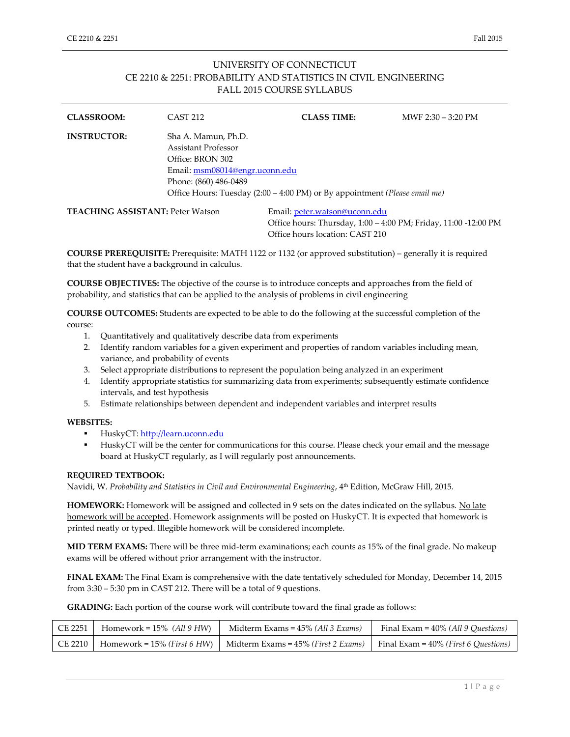# UNIVERSITY OF CONNECTICUT
## CE 2210 & 2251: PROBABILITY AND STATISTICS IN CIVIL ENGINEERING
## FALL 2015 COURSE SYLLABUS

**CLASSROOM:** CAST 212 **CLASS TIME:** MWF 2:30 – 3:20 PM

**INSTRUCTOR:** Sha A. Mamun, Ph.D.
Assistant Professor
Office: BRON 302
Email: msm08014@engr.uconn.edu
Phone: (860) 486-0489
Office Hours: Tuesday (2:00 – 4:00 PM) or By appointment *(Please email me)*

**TEACHING ASSISTANT:** Peter Watson
Email: peter.watson@uconn.edu
Office hours: Thursday, 1:00 – 4:00 PM; Friday, 11:00 -12:00 PM
Office hours location: CAST 210

**COURSE PREREQUISITE:** Prerequisite: MATH 1122 or 1132 (or approved substitution) – generally it is required that the student have a background in calculus.

**COURSE OBJECTIVES:** The objective of the course is to introduce concepts and approaches from the field of probability, and statistics that can be applied to the analysis of problems in civil engineering

**COURSE OUTCOMES:** Students are expected to be able to do the following at the successful completion of the course:

1. Quantitatively and qualitatively describe data from experiments
2. Identify random variables for a given experiment and properties of random variables including mean, variance, and probability of events
3. Select appropriate distributions to represent the population being analyzed in an experiment
4. Identify appropriate statistics for summarizing data from experiments; subsequently estimate confidence intervals, and test hypothesis
5. Estimate relationships between dependent and independent variables and interpret results

**WEBSITES:**

- HuskyCT: http://learn.uconn.edu
- HuskyCT will be the center for communications for this course. Please check your email and the message board at HuskyCT regularly, as I will regularly post announcements.

**REQUIRED TEXTBOOK:**
Navidi, W. *Probability and Statistics in Civil and Environmental Engineering*, 4th Edition, McGraw Hill, 2015.

**HOMEWORK:** Homework will be assigned and collected in 9 sets on the dates indicated on the syllabus. No late homework will be accepted. Homework assignments will be posted on HuskyCT. It is expected that homework is printed neatly or typed. Illegible homework will be considered incomplete.

**MID TERM EXAMS:** There will be three mid-term examinations; each counts as 15% of the final grade. No makeup exams will be offered without prior arrangement with the instructor.

**FINAL EXAM:** The Final Exam is comprehensive with the date tentatively scheduled for Monday, December 14, 2015 from 3:30 – 5:30 pm in CAST 212. There will be a total of 9 questions.

**GRADING:** Each portion of the course work will contribute toward the final grade as follows:

| | | | |
|---|---|---|---|
| CE 2251 | Homework = 15% *(All 9 HW)* | Midterm Exams = 45% *(All 3 Exams)* | Final Exam = 40% *(All 9 Questions)* |
| CE 2210 | Homework = 15% *(First 6 HW)* | Midterm Exams = 45% *(First 2 Exams)* | Final Exam = 40% *(First 6 Questions)* |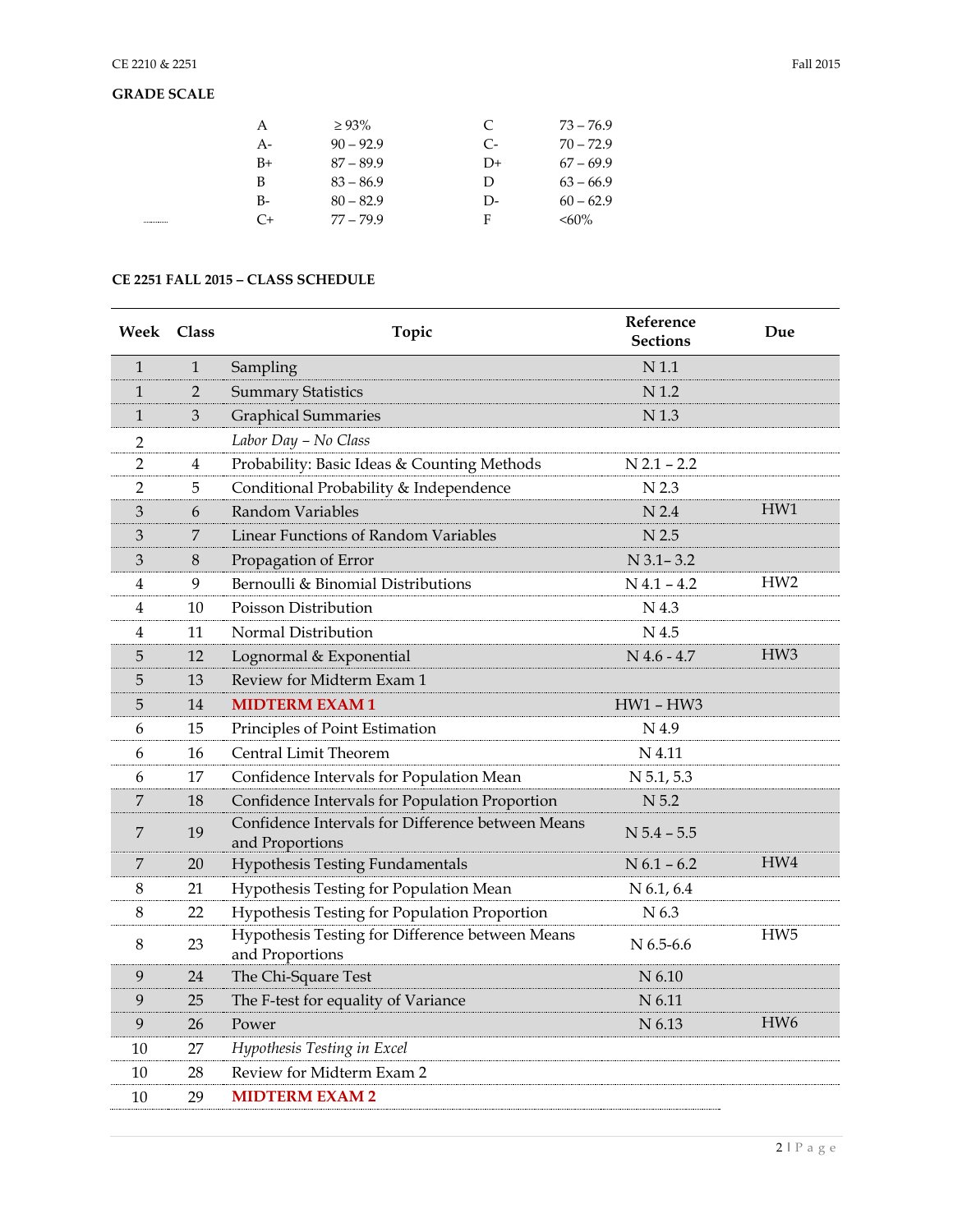**GRADE SCALE**

| | | | |
|---|---|---|---|
| A | ≥ 93% | C | 73 – 76.9 |
| A- | 90 – 92.9 | C- | 70 – 72.9 |
| B+ | 87 – 89.9 | D+ | 67 – 69.9 |
| B | 83 – 86.9 | D | 63 – 66.9 |
| B- | 80 – 82.9 | D- | 60 – 62.9 |
| C+ | 77 – 79.9 | F | <60% |

**CE 2251 FALL 2015 – CLASS SCHEDULE**

| Week | Class | Topic | Reference Sections | Due |
|---|---|---|---|---|
| 1 | 1 | Sampling | N 1.1 | |
| 1 | 2 | Summary Statistics | N 1.2 | |
| 1 | 3 | Graphical Summaries | N 1.3 | |
| 2 | | *Labor Day – No Class* | | |
| 2 | 4 | Probability: Basic Ideas & Counting Methods | N 2.1 – 2.2 | |
| 2 | 5 | Conditional Probability & Independence | N 2.3 | |
| 3 | 6 | Random Variables | N 2.4 | HW1 |
| 3 | 7 | Linear Functions of Random Variables | N 2.5 | |
| 3 | 8 | Propagation of Error | N 3.1– 3.2 | |
| 4 | 9 | Bernoulli & Binomial Distributions | N 4.1 – 4.2 | HW2 |
| 4 | 10 | Poisson Distribution | N 4.3 | |
| 4 | 11 | Normal Distribution | N 4.5 | |
| 5 | 12 | Lognormal & Exponential | N 4.6 - 4.7 | HW3 |
| 5 | 13 | Review for Midterm Exam 1 | | |
| 5 | 14 | **MIDTERM EXAM 1** | HW1 – HW3 | |
| 6 | 15 | Principles of Point Estimation | N 4.9 | |
| 6 | 16 | Central Limit Theorem | N 4.11 | |
| 6 | 17 | Confidence Intervals for Population Mean | N 5.1, 5.3 | |
| 7 | 18 | Confidence Intervals for Population Proportion | N 5.2 | |
| 7 | 19 | Confidence Intervals for Difference between Means and Proportions | N 5.4 – 5.5 | |
| 7 | 20 | Hypothesis Testing Fundamentals | N 6.1 – 6.2 | HW4 |
| 8 | 21 | Hypothesis Testing for Population Mean | N 6.1, 6.4 | |
| 8 | 22 | Hypothesis Testing for Population Proportion | N 6.3 | |
| 8 | 23 | Hypothesis Testing for Difference between Means and Proportions | N 6.5-6.6 | HW5 |
| 9 | 24 | The Chi-Square Test | N 6.10 | |
| 9 | 25 | The F-test for equality of Variance | N 6.11 | |
| 9 | 26 | Power | N 6.13 | HW6 |
| 10 | 27 | *Hypothesis Testing in Excel* | | |
| 10 | 28 | Review for Midterm Exam 2 | | |
| 10 | 29 | **MIDTERM EXAM 2** | | |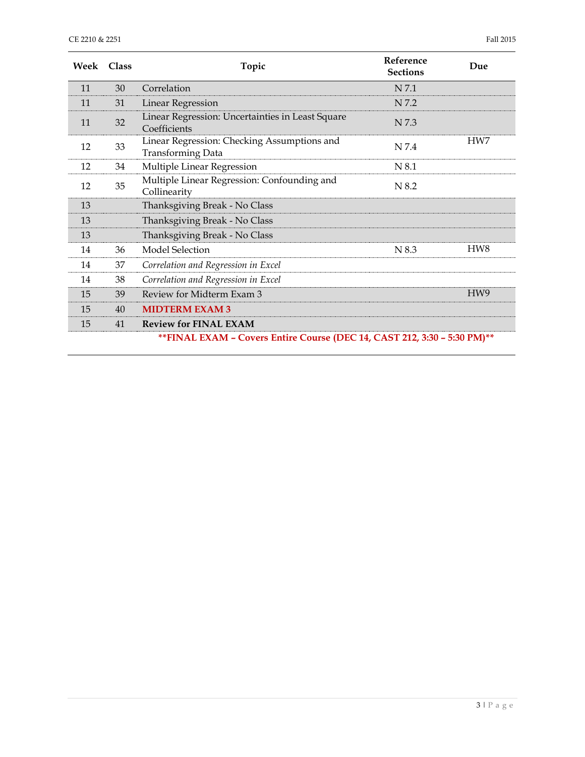| Week | Class | Topic | Reference Sections | Due |
|---|---|---|---|---|
| 11 | 30 | Correlation | N 7.1 | |
| 11 | 31 | Linear Regression | N 7.2 | |
| 11 | 32 | Linear Regression: Uncertainties in Least Square Coefficients | N 7.3 | |
| 12 | 33 | Linear Regression: Checking Assumptions and Transforming Data | N 7.4 | HW7 |
| 12 | 34 | Multiple Linear Regression | N 8.1 | |
| 12 | 35 | Multiple Linear Regression: Confounding and Collinearity | N 8.2 | |
| 13 | | Thanksgiving Break - No Class | | |
| 13 | | Thanksgiving Break - No Class | | |
| 13 | | Thanksgiving Break - No Class | | |
| 14 | 36 | Model Selection | N 8.3 | HW8 |
| 14 | 37 | *Correlation and Regression in Excel* | | |
| 14 | 38 | *Correlation and Regression in Excel* | | |
| 15 | 39 | Review for Midterm Exam 3 | | HW9 |
| 15 | 40 | **MIDTERM EXAM 3** | | |
| 15 | 41 | **Review for FINAL EXAM** | | |

****FINAL EXAM – Covers Entire Course (DEC 14, CAST 212, 3:30 – 5:30 PM)****